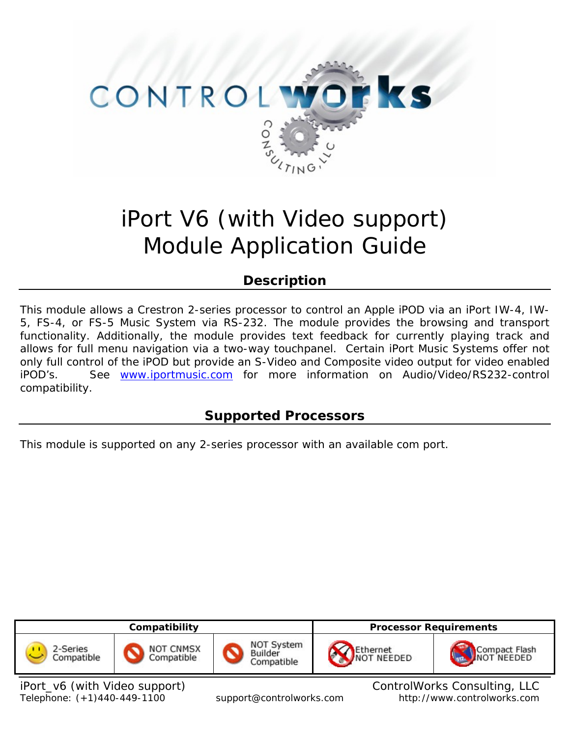# iPort V6 (with Video support)
# Module Application Guide

## Description

This module allows a Crestron 2-series processor to control an Apple iPOD via an iPort IW-4, IW-5, FS-4, or FS-5 Music System via RS-232. The module provides the browsing and transport functionality. Additionally, the module provides text feedback for currently playing track and allows for full menu navigation via a two-way touchpanel. Certain iPort Music Systems offer not only full control of the iPOD but provide an S-Video and Composite video output for video enabled iPOD's. See www.iportmusic.com for more information on Audio/Video/RS232-control compatibility.

## Supported Processors

This module is supported on any 2-series processor with an available com port.

| Compatibility | | | Processor Requirements | |
|---|---|---|---|---|
| 2-Series Compatible | NOT CNMSX Compatible | NOT System Builder Compatible | Ethernet NOT NEEDED | Compact Flash NOT NEEDED |

iPort_v6 (with Video support) — ControlWorks Consulting, LLC
Telephone: (+1)440-449-1100 support@controlworks.com http://www.controlworks.com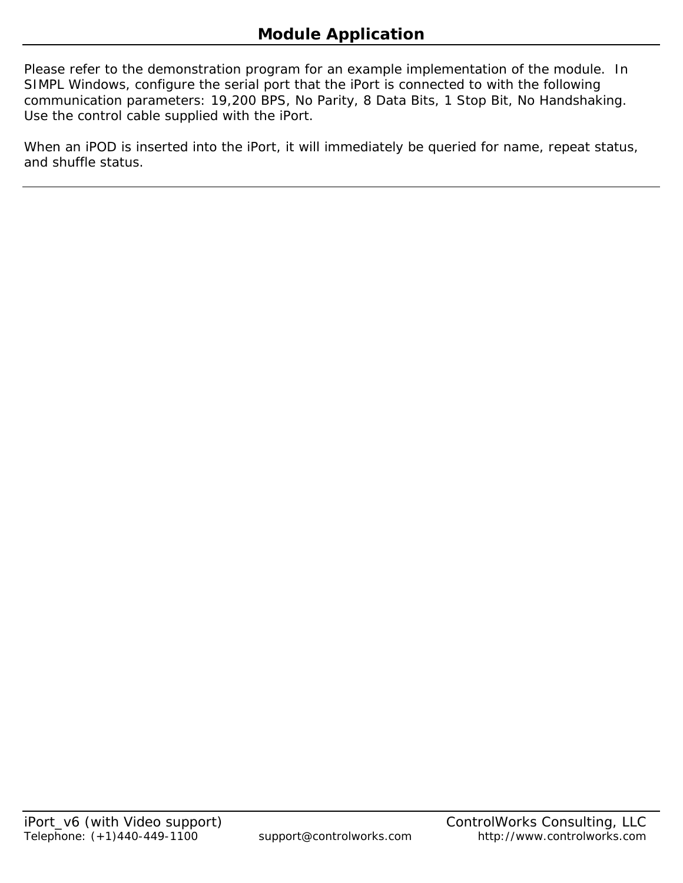# Module Application

Please refer to the demonstration program for an example implementation of the module. In SIMPL Windows, configure the serial port that the iPort is connected to with the following communication parameters: 19,200 BPS, No Parity, 8 Data Bits, 1 Stop Bit, No Handshaking. Use the control cable supplied with the iPort.

When an iPOD is inserted into the iPort, it will immediately be queried for name, repeat status, and shuffle status.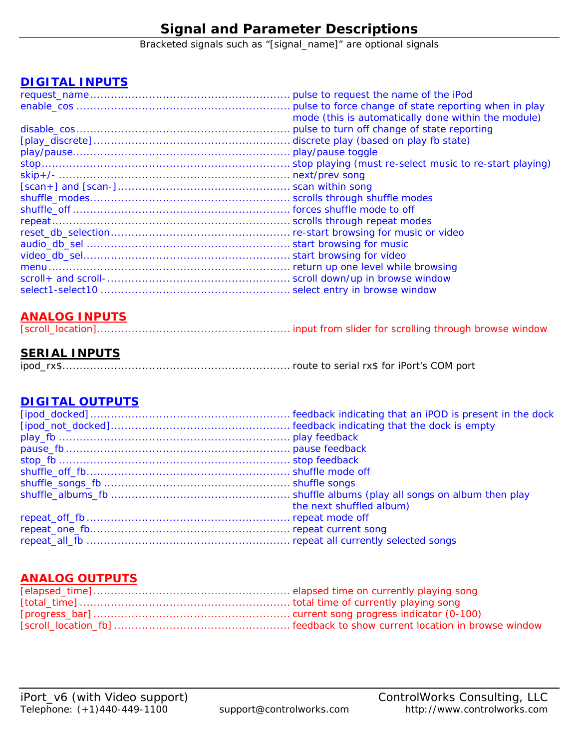# Signal and Parameter Descriptions

Bracketed signals such as "[signal_name]" are optional signals

## DIGITAL INPUTS

| Signal | Description |
|---|---|
| request_name | pulse to request the name of the iPod |
| enable_cos | pulse to force change of state reporting when in play mode (this is automatically done within the module) |
| disable_cos | pulse to turn off change of state reporting |
| [play_discrete] | discrete play (based on play fb state) |
| play/pause | play/pause toggle |
| stop | stop playing (must re-select music to re-start playing) |
| skip+/- | next/prev song |
| [scan+] and [scan-] | scan within song |
| shuffle_modes | scrolls through shuffle modes |
| shuffle_off | forces shuffle mode to off |
| repeat | scrolls through repeat modes |
| reset_db_selection | re-start browsing for music or video |
| audio_db_sel | start browsing for music |
| video_db_sel | start browsing for video |
| menu | return up one level while browsing |
| scroll+ and scroll- | scroll down/up in browse window |
| select1-select10 | select entry in browse window |

## ANALOG INPUTS

| Signal | Description |
|---|---|
| [scroll_location] | input from slider for scrolling through browse window |

## SERIAL INPUTS

| Signal | Description |
|---|---|
| ipod_rx$ | route to serial rx$ for iPort's COM port |

## DIGITAL OUTPUTS

| Signal | Description |
|---|---|
| [ipod_docked] | feedback indicating that an iPOD is present in the dock |
| [ipod_not_docked] | feedback indicating that the dock is empty |
| play_fb | play feedback |
| pause_fb | pause feedback |
| stop_fb | stop feedback |
| shuffle_off_fb | shuffle mode off |
| shuffle_songs_fb | shuffle songs |
| shuffle_albums_fb | shuffle albums (play all songs on album then play the next shuffled album) |
| repeat_off_fb | repeat mode off |
| repeat_one_fb | repeat current song |
| repeat_all_fb | repeat all currently selected songs |

## ANALOG OUTPUTS

| Signal | Description |
|---|---|
| [elapsed_time] | elapsed time on currently playing song |
| [total_time] | total time of currently playing song |
| [progress_bar] | current song progress indicator (0-100) |
| [scroll_location_fb] | feedback to show current location in browse window |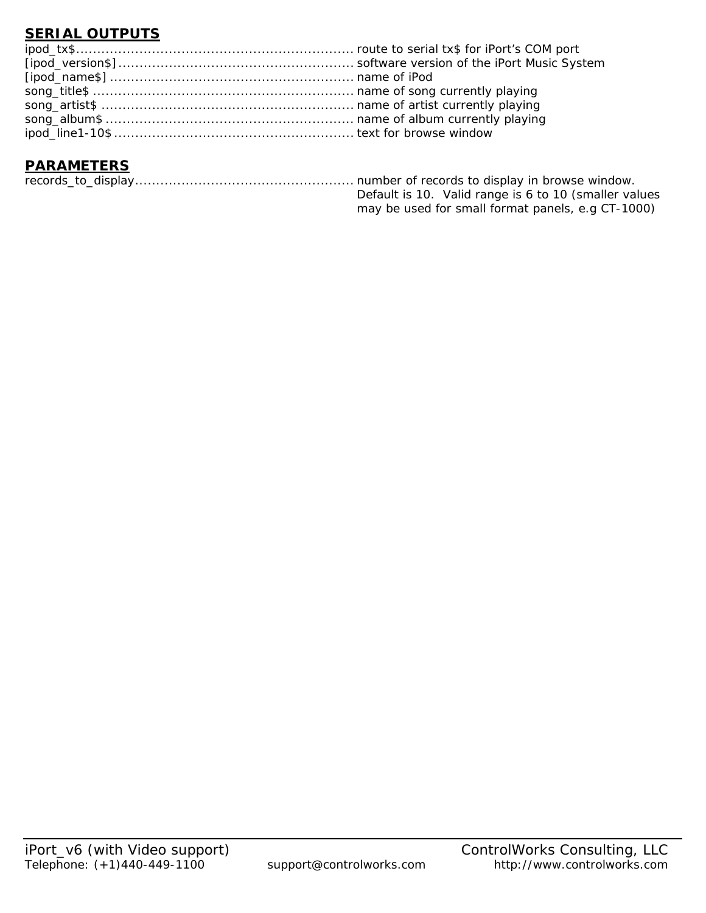## SERIAL OUTPUTS

ipod_tx$.................................................................. route to serial tx$ for iPort's COM port
[ipod_version$] ......................................................... software version of the iPort Music System
[ipod_name$] ........................................................... name of iPod
song_title$ .............................................................. name of song currently playing
song_artist$ ............................................................ name of artist currently playing
song_album$ ............................................................ name of album currently playing
ipod_line1-10$ .......................................................... text for browse window

## PARAMETERS

records_to_display..................................................... number of records to display in browse window. Default is 10. Valid range is 6 to 10 (smaller values may be used for small format panels, e.g CT-1000)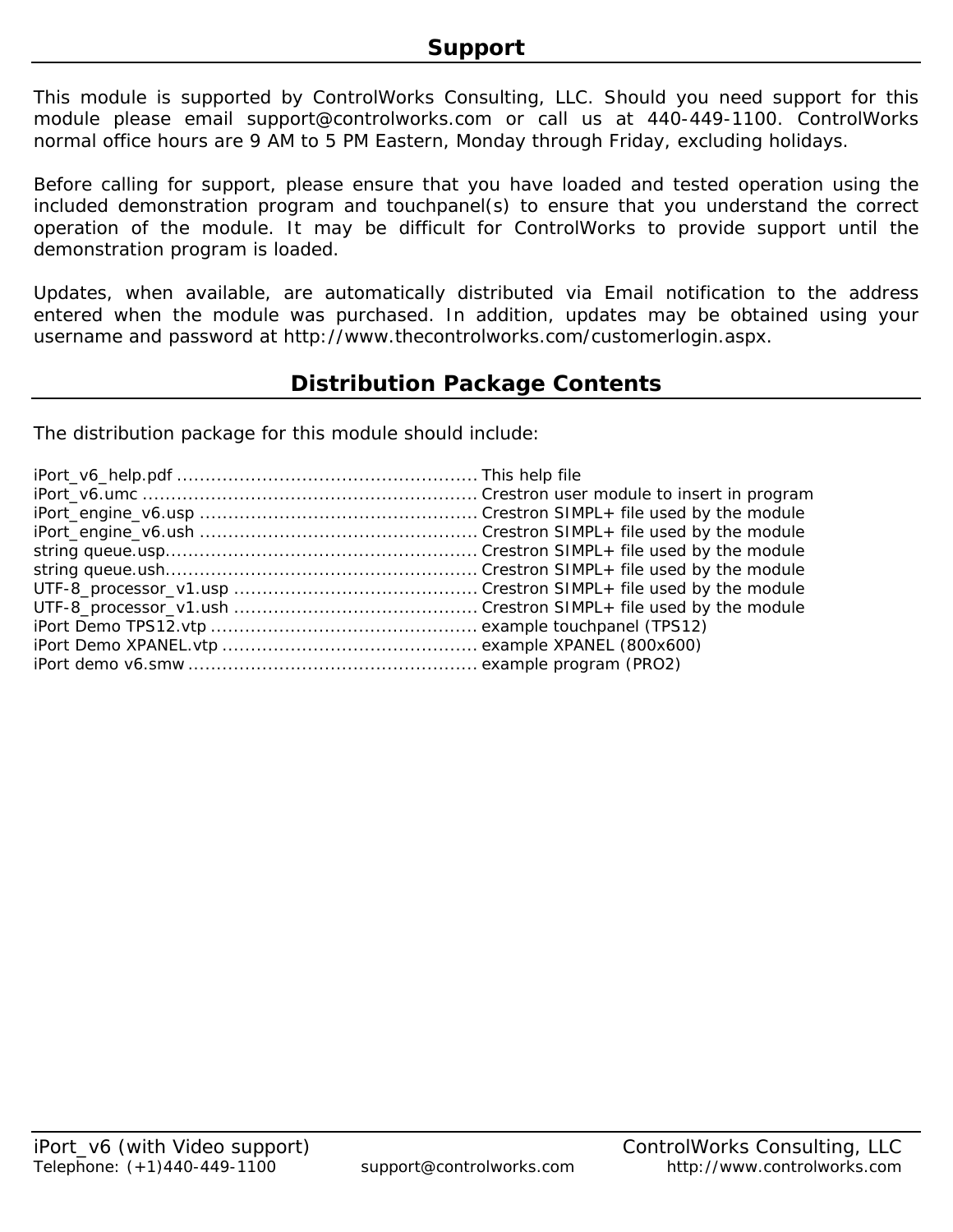## Support

This module is supported by ControlWorks Consulting, LLC. Should you need support for this module please email support@controlworks.com or call us at 440-449-1100. ControlWorks normal office hours are 9 AM to 5 PM Eastern, Monday through Friday, excluding holidays.

Before calling for support, please ensure that you have loaded and tested operation using the included demonstration program and touchpanel(s) to ensure that you understand the correct operation of the module. It may be difficult for ControlWorks to provide support until the demonstration program is loaded.

Updates, when available, are automatically distributed via Email notification to the address entered when the module was purchased. In addition, updates may be obtained using your username and password at http://www.thecontrolworks.com/customerlogin.aspx.

## Distribution Package Contents

The distribution package for this module should include:

iPort_v6_help.pdf ..................................................... This help file
iPort_v6.umc ........................................................... Crestron user module to insert in program
iPort_engine_v6.usp ................................................ Crestron SIMPL+ file used by the module
iPort_engine_v6.ush ................................................ Crestron SIMPL+ file used by the module
string queue.usp....................................................... Crestron SIMPL+ file used by the module
string queue.ush....................................................... Crestron SIMPL+ file used by the module
UTF-8_processor_v1.usp .......................................... Crestron SIMPL+ file used by the module
UTF-8_processor_v1.ush .......................................... Crestron SIMPL+ file used by the module
iPort Demo TPS12.vtp .............................................. example touchpanel (TPS12)
iPort Demo XPANEL.vtp ............................................ example XPANEL (800x600)
iPort demo v6.smw .................................................. example program (PRO2)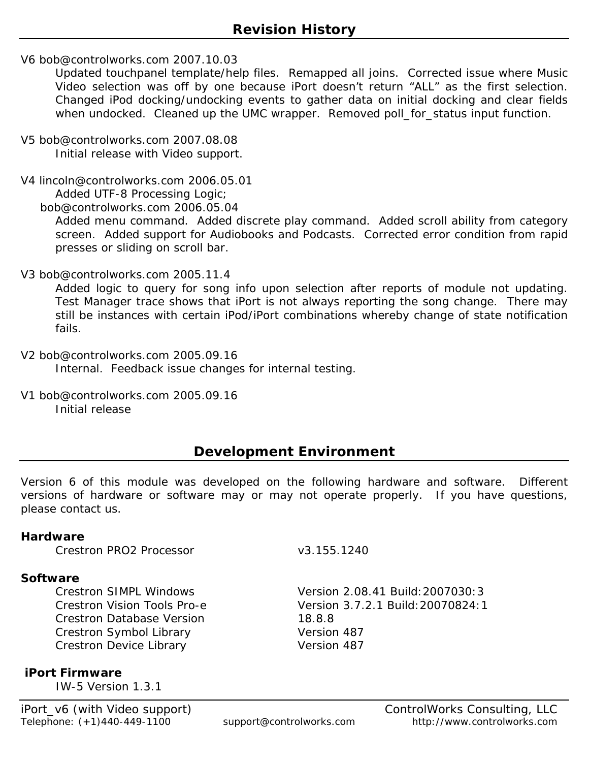## Revision History

V6 bob@controlworks.com 2007.10.03

Updated touchpanel template/help files. Remapped all joins. Corrected issue where Music Video selection was off by one because iPort doesn't return "ALL" as the first selection. Changed iPod docking/undocking events to gather data on initial docking and clear fields when undocked. Cleaned up the UMC wrapper. Removed poll_for_status input function.

V5 bob@controlworks.com 2007.08.08

Initial release with Video support.

V4 lincoln@controlworks.com 2006.05.01

Added UTF-8 Processing Logic;

bob@controlworks.com 2006.05.04

Added menu command. Added discrete play command. Added scroll ability from category screen. Added support for Audiobooks and Podcasts. Corrected error condition from rapid presses or sliding on scroll bar.

V3 bob@controlworks.com 2005.11.4

Added logic to query for song info upon selection after reports of module not updating. Test Manager trace shows that iPort is not always reporting the song change. There may still be instances with certain iPod/iPort combinations whereby change of state notification fails.

V2 bob@controlworks.com 2005.09.16

Internal. Feedback issue changes for internal testing.

V1 bob@controlworks.com 2005.09.16

Initial release

## Development Environment

Version 6 of this module was developed on the following hardware and software. Different versions of hardware or software may or may not operate properly. If you have questions, please contact us.

**Hardware**

| | |
|---|---|
| Crestron PRO2 Processor | v3.155.1240 |

**Software**

| | |
|---|---|
| Crestron SIMPL Windows | Version 2.08.41 Build:2007030:3 |
| Crestron Vision Tools Pro-e | Version 3.7.2.1 Build:20070824:1 |
| Crestron Database Version | 18.8.8 |
| Crestron Symbol Library | Version 487 |
| Crestron Device Library | Version 487 |

**iPort Firmware**

IW-5 Version 1.3.1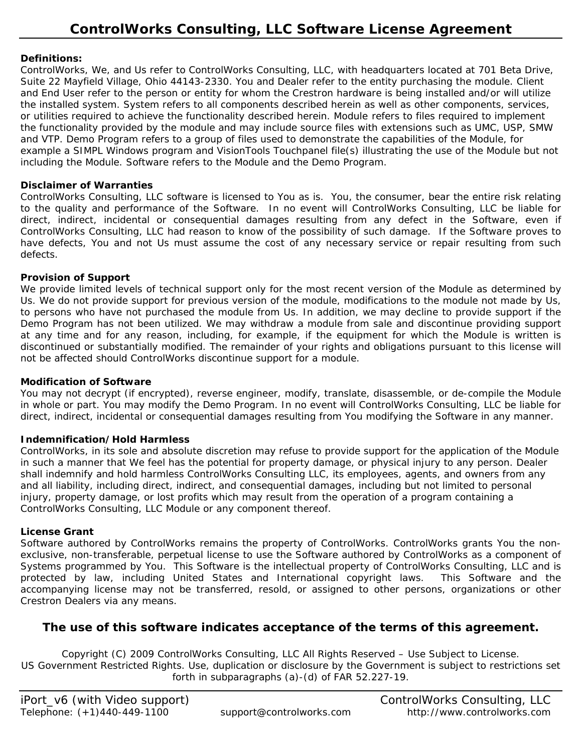# ControlWorks Consulting, LLC Software License Agreement

**Definitions:**
ControlWorks, We, and Us refer to ControlWorks Consulting, LLC, with headquarters located at 701 Beta Drive, Suite 22 Mayfield Village, Ohio 44143-2330. You and Dealer refer to the entity purchasing the module. Client and End User refer to the person or entity for whom the Crestron hardware is being installed and/or will utilize the installed system. System refers to all components described herein as well as other components, services, or utilities required to achieve the functionality described herein. Module refers to files required to implement the functionality provided by the module and may include source files with extensions such as UMC, USP, SMW and VTP. Demo Program refers to a group of files used to demonstrate the capabilities of the Module, for example a SIMPL Windows program and VisionTools Touchpanel file(s) illustrating the use of the Module but not including the Module. Software refers to the Module and the Demo Program.

**Disclaimer of Warranties**
ControlWorks Consulting, LLC software is licensed to You as is. You, the consumer, bear the entire risk relating to the quality and performance of the Software. In no event will ControlWorks Consulting, LLC be liable for direct, indirect, incidental or consequential damages resulting from any defect in the Software, even if ControlWorks Consulting, LLC had reason to know of the possibility of such damage. If the Software proves to have defects, You and not Us must assume the cost of any necessary service or repair resulting from such defects.

**Provision of Support**
We provide limited levels of technical support only for the most recent version of the Module as determined by Us. We do not provide support for previous version of the module, modifications to the module not made by Us, to persons who have not purchased the module from Us. In addition, we may decline to provide support if the Demo Program has not been utilized. We may withdraw a module from sale and discontinue providing support at any time and for any reason, including, for example, if the equipment for which the Module is written is discontinued or substantially modified. The remainder of your rights and obligations pursuant to this license will not be affected should ControlWorks discontinue support for a module.

**Modification of Software**
You may not decrypt (if encrypted), reverse engineer, modify, translate, disassemble, or de-compile the Module in whole or part. You may modify the Demo Program. In no event will ControlWorks Consulting, LLC be liable for direct, indirect, incidental or consequential damages resulting from You modifying the Software in any manner.

**Indemnification/Hold Harmless**
ControlWorks, in its sole and absolute discretion may refuse to provide support for the application of the Module in such a manner that We feel has the potential for property damage, or physical injury to any person. Dealer shall indemnify and hold harmless ControlWorks Consulting LLC, its employees, agents, and owners from any and all liability, including direct, indirect, and consequential damages, including but not limited to personal injury, property damage, or lost profits which may result from the operation of a program containing a ControlWorks Consulting, LLC Module or any component thereof.

**License Grant**
Software authored by ControlWorks remains the property of ControlWorks. ControlWorks grants You the non-exclusive, non-transferable, perpetual license to use the Software authored by ControlWorks as a component of Systems programmed by You. This Software is the intellectual property of ControlWorks Consulting, LLC and is protected by law, including United States and International copyright laws. This Software and the accompanying license may not be transferred, resold, or assigned to other persons, organizations or other Crestron Dealers via any means.

**The use of this software indicates acceptance of the terms of this agreement.**

Copyright (C) 2009 ControlWorks Consulting, LLC All Rights Reserved – Use Subject to License.
US Government Restricted Rights. Use, duplication or disclosure by the Government is subject to restrictions set forth in subparagraphs (a)-(d) of FAR 52.227-19.